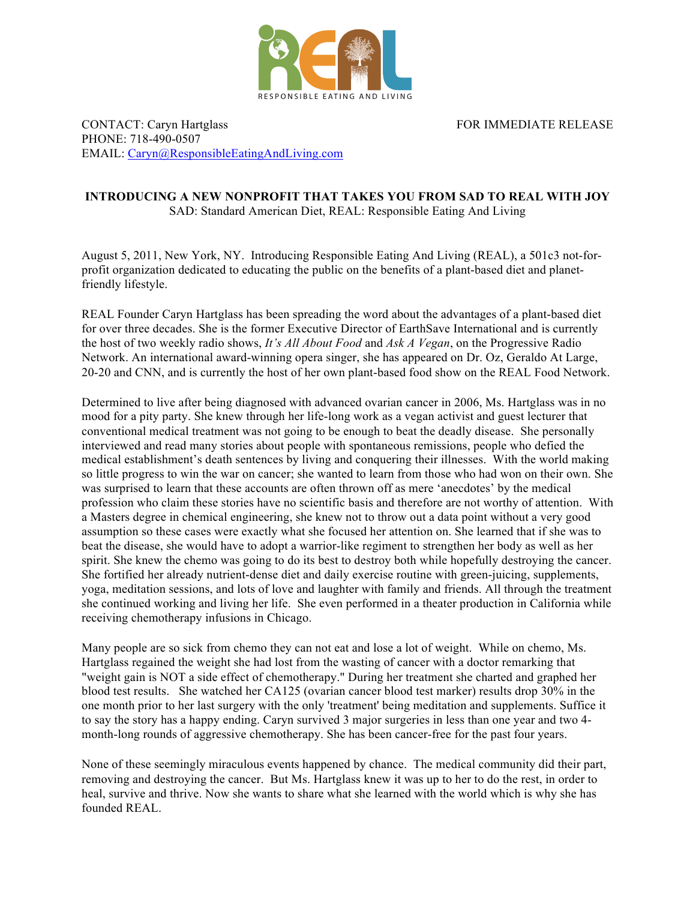REAL

RESPONSIBLE EATING AND LIVING

CONTACT: Caryn Hartglass
PHONE: 718-490-0507
EMAIL: Caryn@ResponsibleEatingAndLiving.com

FOR IMMEDIATE RELEASE

**INTRODUCING A NEW NONPROFIT THAT TAKES YOU FROM SAD TO REAL WITH JOY**
SAD: Standard American Diet, REAL: Responsible Eating And Living

August 5, 2011, New York, NY. Introducing Responsible Eating And Living (REAL), a 501c3 not-for-profit organization dedicated to educating the public on the benefits of a plant-based diet and planet-friendly lifestyle.

REAL Founder Caryn Hartglass has been spreading the word about the advantages of a plant-based diet for over three decades. She is the former Executive Director of EarthSave International and is currently the host of two weekly radio shows, *It's All About Food* and *Ask A Vegan*, on the Progressive Radio Network. An international award-winning opera singer, she has appeared on Dr. Oz, Geraldo At Large, 20-20 and CNN, and is currently the host of her own plant-based food show on the REAL Food Network.

Determined to live after being diagnosed with advanced ovarian cancer in 2006, Ms. Hartglass was in no mood for a pity party. She knew through her life-long work as a vegan activist and guest lecturer that conventional medical treatment was not going to be enough to beat the deadly disease. She personally interviewed and read many stories about people with spontaneous remissions, people who defied the medical establishment's death sentences by living and conquering their illnesses. With the world making so little progress to win the war on cancer; she wanted to learn from those who had won on their own. She was surprised to learn that these accounts are often thrown off as mere 'anecdotes' by the medical profession who claim these stories have no scientific basis and therefore are not worthy of attention. With a Masters degree in chemical engineering, she knew not to throw out a data point without a very good assumption so these cases were exactly what she focused her attention on. She learned that if she was to beat the disease, she would have to adopt a warrior-like regiment to strengthen her body as well as her spirit. She knew the chemo was going to do its best to destroy both while hopefully destroying the cancer. She fortified her already nutrient-dense diet and daily exercise routine with green-juicing, supplements, yoga, meditation sessions, and lots of love and laughter with family and friends. All through the treatment she continued working and living her life. She even performed in a theater production in California while receiving chemotherapy infusions in Chicago.

Many people are so sick from chemo they can not eat and lose a lot of weight. While on chemo, Ms. Hartglass regained the weight she had lost from the wasting of cancer with a doctor remarking that "weight gain is NOT a side effect of chemotherapy." During her treatment she charted and graphed her blood test results. She watched her CA125 (ovarian cancer blood test marker) results drop 30% in the one month prior to her last surgery with the only 'treatment' being meditation and supplements. Suffice it to say the story has a happy ending. Caryn survived 3 major surgeries in less than one year and two 4-month-long rounds of aggressive chemotherapy. She has been cancer-free for the past four years.

None of these seemingly miraculous events happened by chance. The medical community did their part, removing and destroying the cancer. But Ms. Hartglass knew it was up to her to do the rest, in order to heal, survive and thrive. Now she wants to share what she learned with the world which is why she has founded REAL.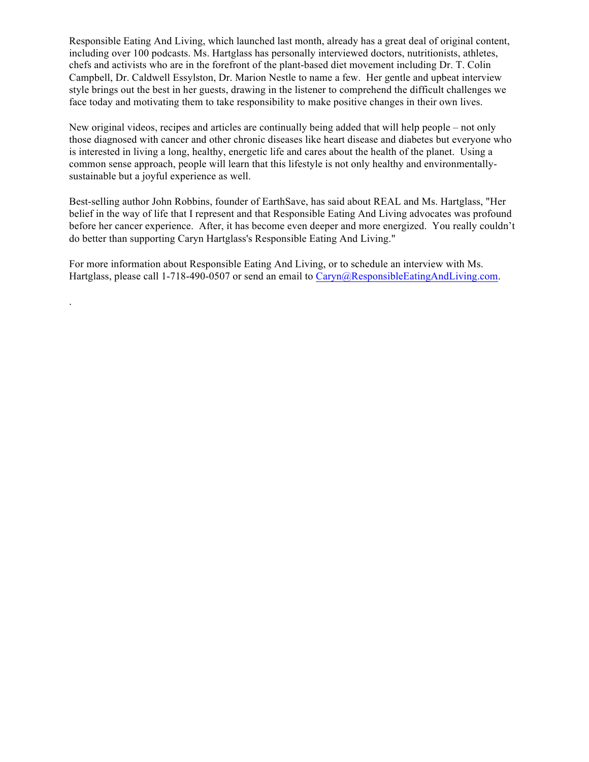Responsible Eating And Living, which launched last month, already has a great deal of original content, including over 100 podcasts. Ms. Hartglass has personally interviewed doctors, nutritionists, athletes, chefs and activists who are in the forefront of the plant-based diet movement including Dr. T. Colin Campbell, Dr. Caldwell Essylston, Dr. Marion Nestle to name a few. Her gentle and upbeat interview style brings out the best in her guests, drawing in the listener to comprehend the difficult challenges we face today and motivating them to take responsibility to make positive changes in their own lives.

New original videos, recipes and articles are continually being added that will help people – not only those diagnosed with cancer and other chronic diseases like heart disease and diabetes but everyone who is interested in living a long, healthy, energetic life and cares about the health of the planet. Using a common sense approach, people will learn that this lifestyle is not only healthy and environmentally-sustainable but a joyful experience as well.

Best-selling author John Robbins, founder of EarthSave, has said about REAL and Ms. Hartglass, "Her belief in the way of life that I represent and that Responsible Eating And Living advocates was profound before her cancer experience. After, it has become even deeper and more energized. You really couldn't do better than supporting Caryn Hartglass's Responsible Eating And Living."

For more information about Responsible Eating And Living, or to schedule an interview with Ms. Hartglass, please call 1-718-490-0507 or send an email to Caryn@ResponsibleEatingAndLiving.com.

.